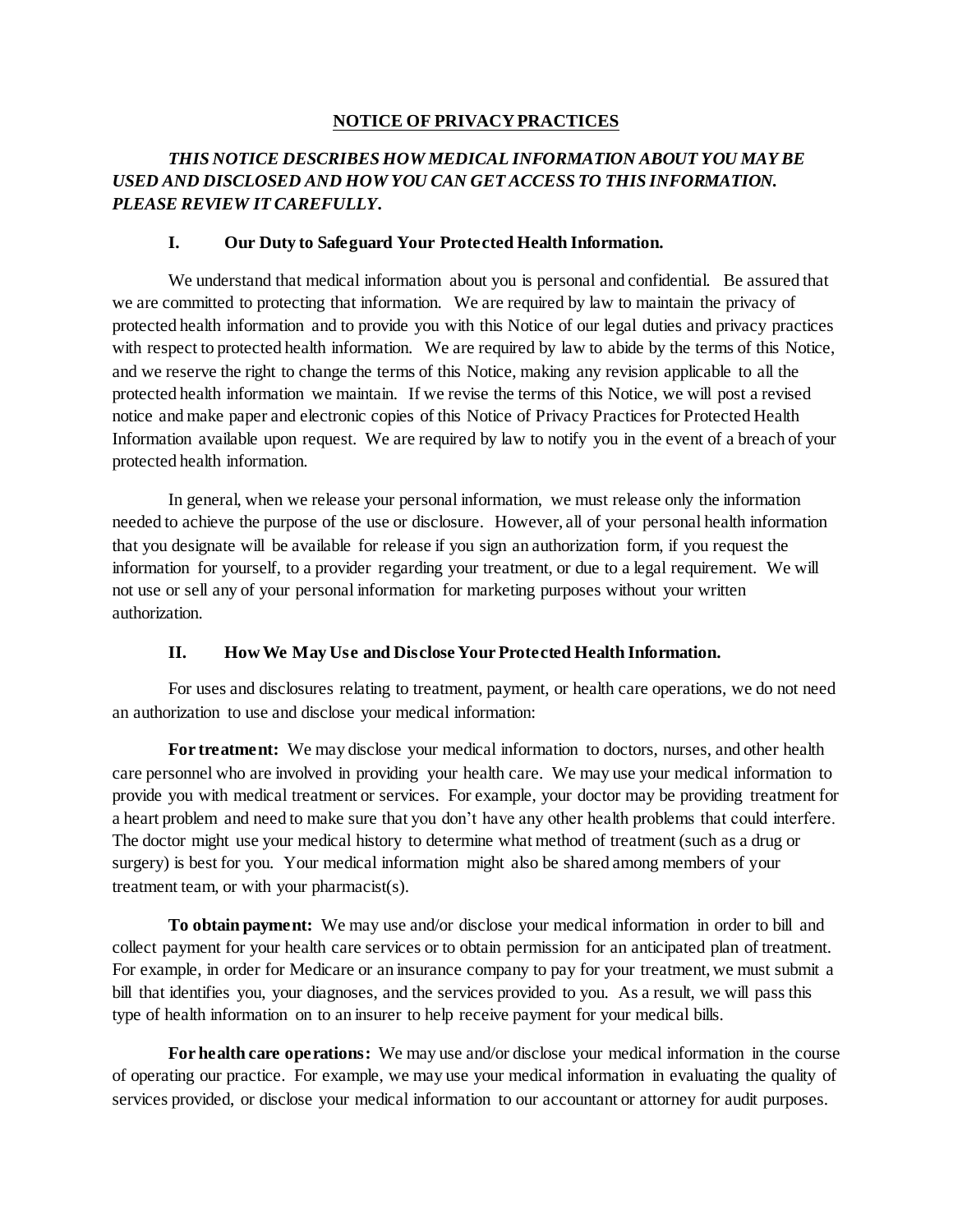# NOTICE OF PRIVACY PRACTICES

***THIS NOTICE DESCRIBES HOW MEDICAL INFORMATION ABOUT YOU MAY BE USED AND DISCLOSED AND HOW YOU CAN GET ACCESS TO THIS INFORMATION. PLEASE REVIEW IT CAREFULLY.***

## I. Our Duty to Safeguard Your Protected Health Information.

We understand that medical information about you is personal and confidential. Be assured that we are committed to protecting that information. We are required by law to maintain the privacy of protected health information and to provide you with this Notice of our legal duties and privacy practices with respect to protected health information. We are required by law to abide by the terms of this Notice, and we reserve the right to change the terms of this Notice, making any revision applicable to all the protected health information we maintain. If we revise the terms of this Notice, we will post a revised notice and make paper and electronic copies of this Notice of Privacy Practices for Protected Health Information available upon request. We are required by law to notify you in the event of a breach of your protected health information.

In general, when we release your personal information, we must release only the information needed to achieve the purpose of the use or disclosure. However, all of your personal health information that you designate will be available for release if you sign an authorization form, if you request the information for yourself, to a provider regarding your treatment, or due to a legal requirement. We will not use or sell any of your personal information for marketing purposes without your written authorization.

## II. How We May Use and Disclose Your Protected Health Information.

For uses and disclosures relating to treatment, payment, or health care operations, we do not need an authorization to use and disclose your medical information:

**For treatment:** We may disclose your medical information to doctors, nurses, and other health care personnel who are involved in providing your health care. We may use your medical information to provide you with medical treatment or services. For example, your doctor may be providing treatment for a heart problem and need to make sure that you don't have any other health problems that could interfere. The doctor might use your medical history to determine what method of treatment (such as a drug or surgery) is best for you. Your medical information might also be shared among members of your treatment team, or with your pharmacist(s).

**To obtain payment:** We may use and/or disclose your medical information in order to bill and collect payment for your health care services or to obtain permission for an anticipated plan of treatment. For example, in order for Medicare or an insurance company to pay for your treatment, we must submit a bill that identifies you, your diagnoses, and the services provided to you. As a result, we will pass this type of health information on to an insurer to help receive payment for your medical bills.

**For health care operations:** We may use and/or disclose your medical information in the course of operating our practice. For example, we may use your medical information in evaluating the quality of services provided, or disclose your medical information to our accountant or attorney for audit purposes.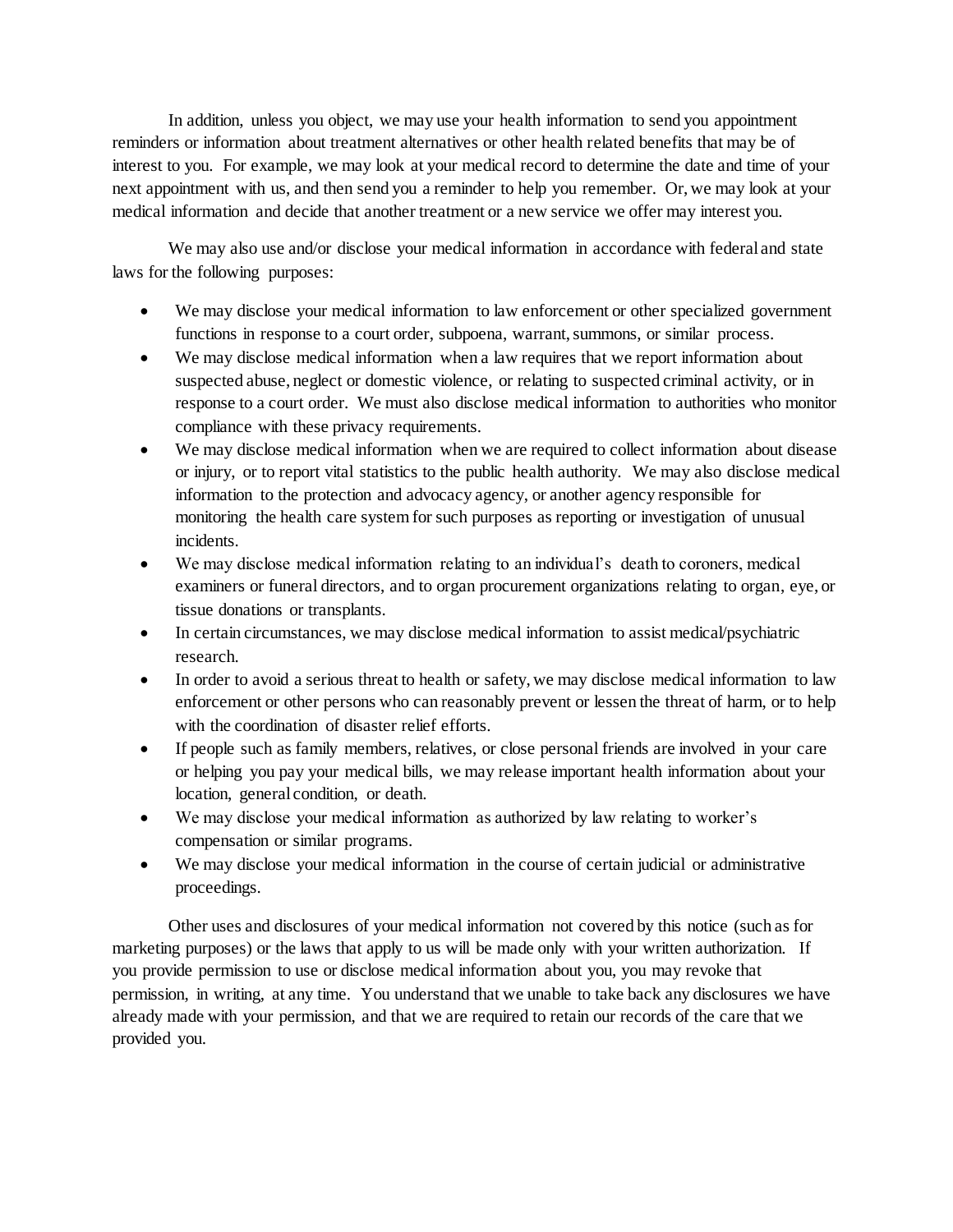In addition, unless you object, we may use your health information to send you appointment reminders or information about treatment alternatives or other health related benefits that may be of interest to you. For example, we may look at your medical record to determine the date and time of your next appointment with us, and then send you a reminder to help you remember. Or, we may look at your medical information and decide that another treatment or a new service we offer may interest you.

We may also use and/or disclose your medical information in accordance with federal and state laws for the following purposes:

- We may disclose your medical information to law enforcement or other specialized government functions in response to a court order, subpoena, warrant, summons, or similar process.
- We may disclose medical information when a law requires that we report information about suspected abuse, neglect or domestic violence, or relating to suspected criminal activity, or in response to a court order. We must also disclose medical information to authorities who monitor compliance with these privacy requirements.
- We may disclose medical information when we are required to collect information about disease or injury, or to report vital statistics to the public health authority. We may also disclose medical information to the protection and advocacy agency, or another agency responsible for monitoring the health care system for such purposes as reporting or investigation of unusual incidents.
- We may disclose medical information relating to an individual's death to coroners, medical examiners or funeral directors, and to organ procurement organizations relating to organ, eye, or tissue donations or transplants.
- In certain circumstances, we may disclose medical information to assist medical/psychiatric research.
- In order to avoid a serious threat to health or safety, we may disclose medical information to law enforcement or other persons who can reasonably prevent or lessen the threat of harm, or to help with the coordination of disaster relief efforts.
- If people such as family members, relatives, or close personal friends are involved in your care or helping you pay your medical bills, we may release important health information about your location, general condition, or death.
- We may disclose your medical information as authorized by law relating to worker's compensation or similar programs.
- We may disclose your medical information in the course of certain judicial or administrative proceedings.

Other uses and disclosures of your medical information not covered by this notice (such as for marketing purposes) or the laws that apply to us will be made only with your written authorization. If you provide permission to use or disclose medical information about you, you may revoke that permission, in writing, at any time. You understand that we unable to take back any disclosures we have already made with your permission, and that we are required to retain our records of the care that we provided you.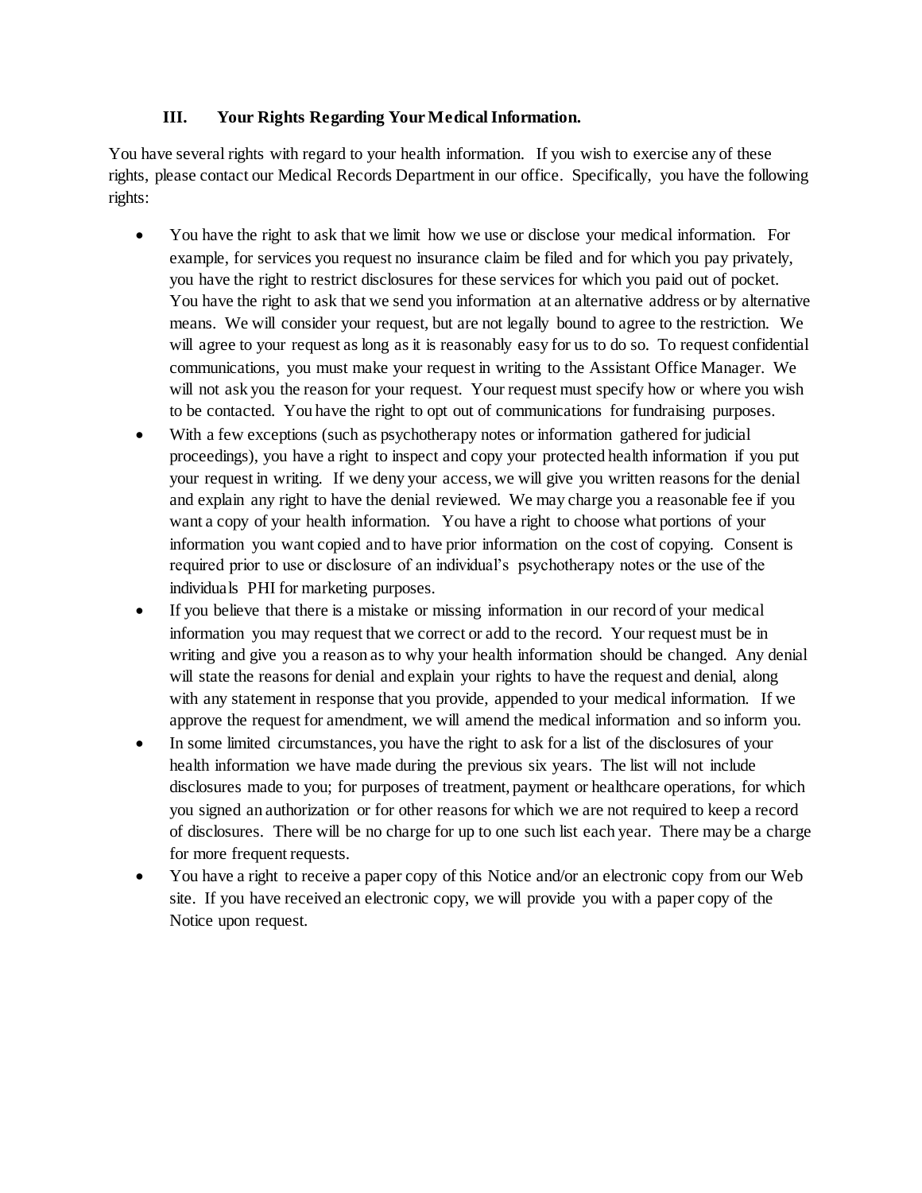### III. Your Rights Regarding Your Medical Information.

You have several rights with regard to your health information. If you wish to exercise any of these rights, please contact our Medical Records Department in our office. Specifically, you have the following rights:

- You have the right to ask that we limit how we use or disclose your medical information. For example, for services you request no insurance claim be filed and for which you pay privately, you have the right to restrict disclosures for these services for which you paid out of pocket. You have the right to ask that we send you information at an alternative address or by alternative means. We will consider your request, but are not legally bound to agree to the restriction. We will agree to your request as long as it is reasonably easy for us to do so. To request confidential communications, you must make your request in writing to the Assistant Office Manager. We will not ask you the reason for your request. Your request must specify how or where you wish to be contacted. You have the right to opt out of communications for fundraising purposes.
- With a few exceptions (such as psychotherapy notes or information gathered for judicial proceedings), you have a right to inspect and copy your protected health information if you put your request in writing. If we deny your access, we will give you written reasons for the denial and explain any right to have the denial reviewed. We may charge you a reasonable fee if you want a copy of your health information. You have a right to choose what portions of your information you want copied and to have prior information on the cost of copying. Consent is required prior to use or disclosure of an individual's psychotherapy notes or the use of the individuals PHI for marketing purposes.
- If you believe that there is a mistake or missing information in our record of your medical information you may request that we correct or add to the record. Your request must be in writing and give you a reason as to why your health information should be changed. Any denial will state the reasons for denial and explain your rights to have the request and denial, along with any statement in response that you provide, appended to your medical information. If we approve the request for amendment, we will amend the medical information and so inform you.
- In some limited circumstances, you have the right to ask for a list of the disclosures of your health information we have made during the previous six years. The list will not include disclosures made to you; for purposes of treatment, payment or healthcare operations, for which you signed an authorization or for other reasons for which we are not required to keep a record of disclosures. There will be no charge for up to one such list each year. There may be a charge for more frequent requests.
- You have a right to receive a paper copy of this Notice and/or an electronic copy from our Web site. If you have received an electronic copy, we will provide you with a paper copy of the Notice upon request.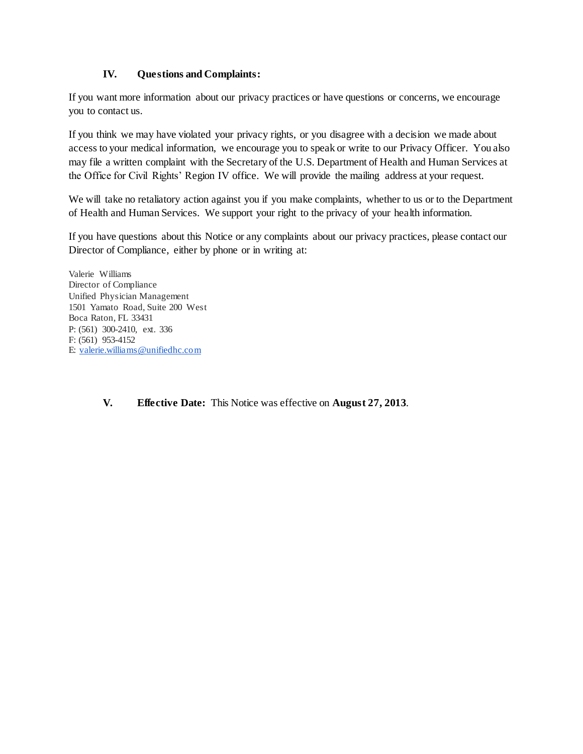## IV. Questions and Complaints:

If you want more information about our privacy practices or have questions or concerns, we encourage you to contact us.

If you think we may have violated your privacy rights, or you disagree with a decision we made about access to your medical information, we encourage you to speak or write to our Privacy Officer. You also may file a written complaint with the Secretary of the U.S. Department of Health and Human Services at the Office for Civil Rights' Region IV office. We will provide the mailing address at your request.

We will take no retaliatory action against you if you make complaints, whether to us or to the Department of Health and Human Services. We support your right to the privacy of your health information.

If you have questions about this Notice or any complaints about our privacy practices, please contact our Director of Compliance, either by phone or in writing at:

Valerie Williams
Director of Compliance
Unified Physician Management
1501 Yamato Road, Suite 200 West
Boca Raton, FL 33431
P: (561) 300-2410, ext. 336
F: (561) 953-4152
E: valerie.williams@unifiedhc.com

## V. Effective Date: This Notice was effective on **August 27, 2013**.